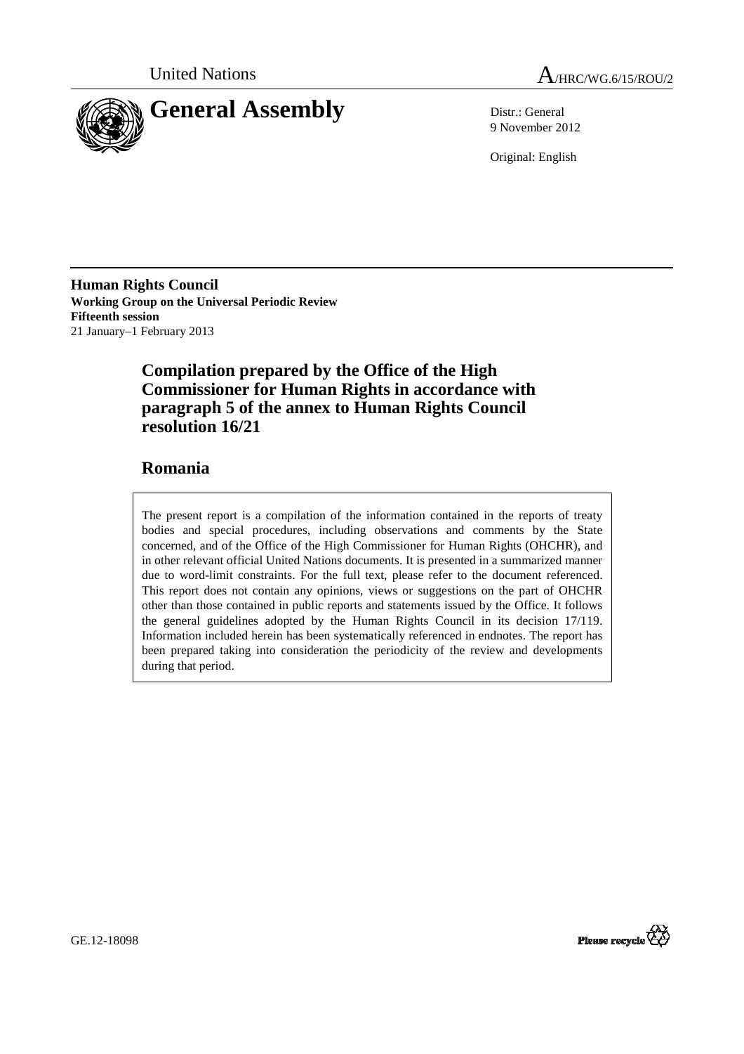United Nations

A/HRC/WG.6/15/ROU/2

# General Assembly

Distr.: General
9 November 2012

Original: English

**Human Rights Council**
**Working Group on the Universal Periodic Review**
**Fifteenth session**
21 January–1 February 2013

## Compilation prepared by the Office of the High Commissioner for Human Rights in accordance with paragraph 5 of the annex to Human Rights Council resolution 16/21

## Romania

The present report is a compilation of the information contained in the reports of treaty bodies and special procedures, including observations and comments by the State concerned, and of the Office of the High Commissioner for Human Rights (OHCHR), and in other relevant official United Nations documents. It is presented in a summarized manner due to word-limit constraints. For the full text, please refer to the document referenced. This report does not contain any opinions, views or suggestions on the part of OHCHR other than those contained in public reports and statements issued by the Office. It follows the general guidelines adopted by the Human Rights Council in its decision 17/119. Information included herein has been systematically referenced in endnotes. The report has been prepared taking into consideration the periodicity of the review and developments during that period.

GE.12-18098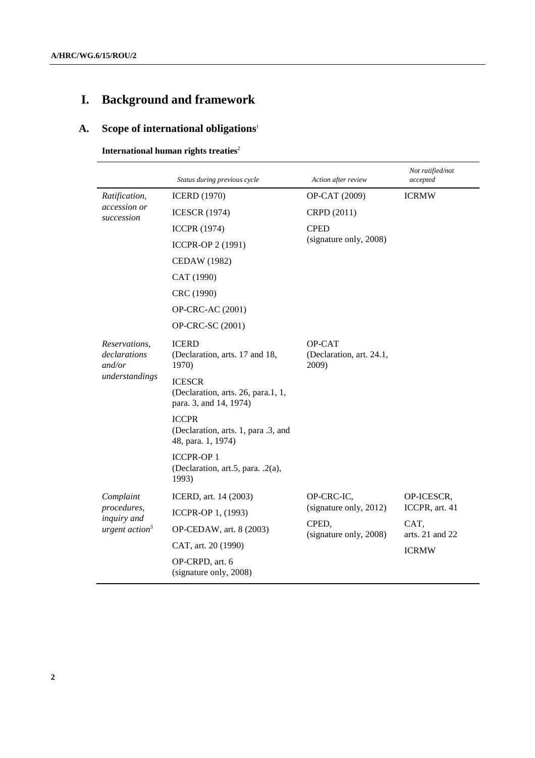# I. Background and framework

## A. Scope of international obligations[1]

**International human rights treaties**[2]

| | *Status during previous cycle* | *Action after review* | *Not ratified/not accepted* |
|---|---|---|---|
| *Ratification, accession or succession* | ICERD (1970)<br>ICESCR (1974)<br>ICCPR (1974)<br>ICCPR-OP 2 (1991)<br>CEDAW (1982)<br>CAT (1990)<br>CRC (1990)<br>OP-CRC-AC (2001)<br>OP-CRC-SC (2001) | OP-CAT (2009)<br>CRPD (2011)<br>CPED (signature only, 2008) | ICRMW |
| *Reservations, declarations and/or understandings* | ICERD (Declaration, arts. 17 and 18, 1970)<br>ICESCR (Declaration, arts. 26, para.1, 1, para. 3, and 14, 1974)<br>ICCPR (Declaration, arts. 1, para .3, and 48, para. 1, 1974)<br>ICCPR-OP 1 (Declaration, art.5, para. .2(a), 1993) | OP-CAT (Declaration, art. 24.1, 2009) | |
| *Complaint procedures, inquiry and urgent action*[3] | ICERD, art. 14 (2003)<br>ICCPR-OP 1, (1993)<br>OP-CEDAW, art. 8 (2003)<br>CAT, art. 20 (1990)<br>OP-CRPD, art. 6 (signature only, 2008) | OP-CRC-IC, (signature only, 2012)<br>CPED, (signature only, 2008) | OP-ICESCR, ICCPR, art. 41<br>CAT, arts. 21 and 22<br>ICRMW |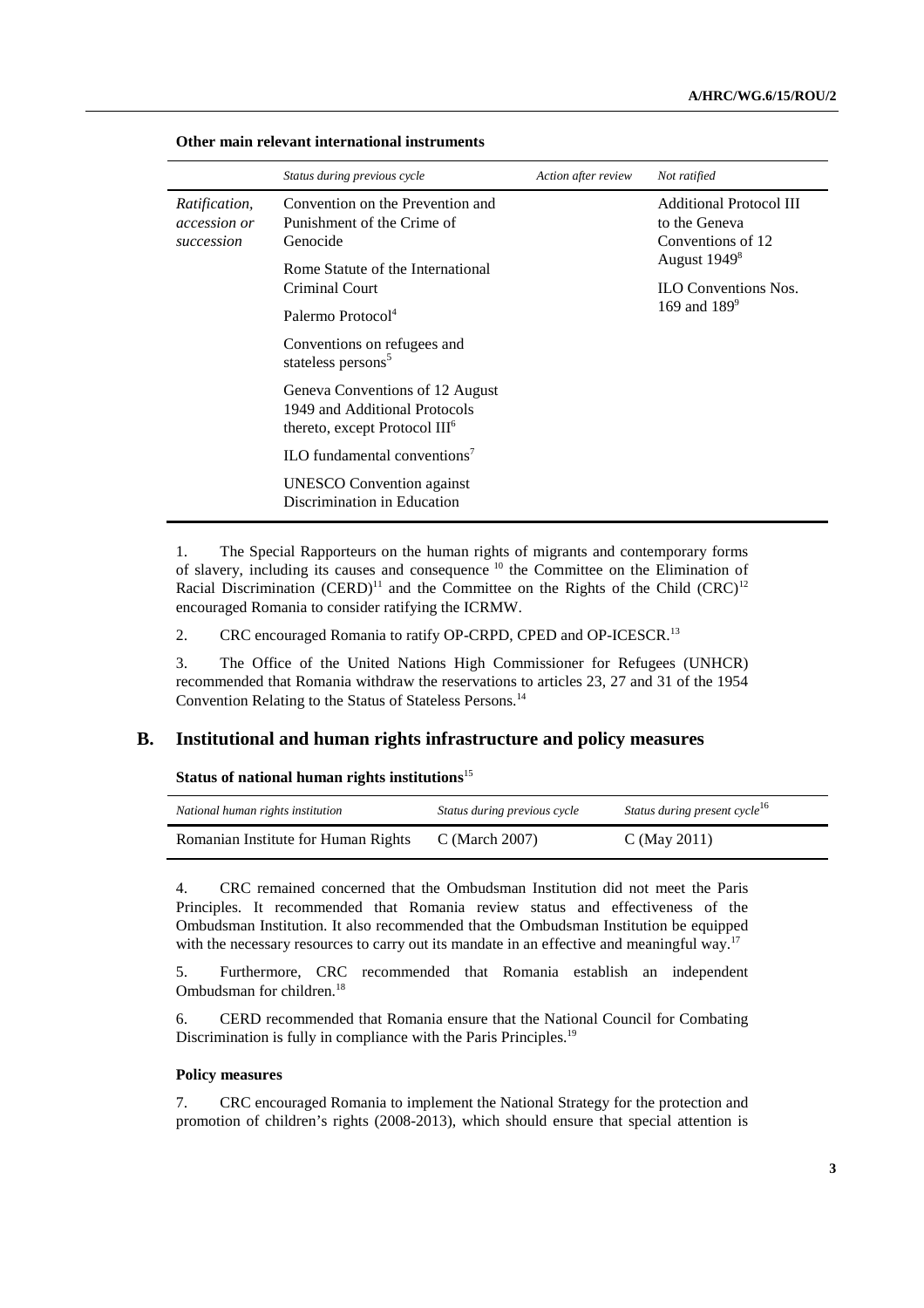**Other main relevant international instruments**

| | *Status during previous cycle* | *Action after review* | *Not ratified* |
|---|---|---|---|
| *Ratification, accession or succession* | Convention on the Prevention and Punishment of the Crime of Genocide<br><br>Rome Statute of the International Criminal Court<br><br>Palermo Protocol[4]<br><br>Conventions on refugees and stateless persons[5]<br><br>Geneva Conventions of 12 August 1949 and Additional Protocols thereto, except Protocol III[6]<br><br>ILO fundamental conventions[7]<br><br>UNESCO Convention against Discrimination in Education | | Additional Protocol III to the Geneva Conventions of 12 August 1949[8]<br><br>ILO Conventions Nos. 169 and 189[9] |

1. The Special Rapporteurs on the human rights of migrants and contemporary forms of slavery, including its causes and consequence [10] the Committee on the Elimination of Racial Discrimination (CERD)[11] and the Committee on the Rights of the Child (CRC)[12] encouraged Romania to consider ratifying the ICRMW.

2. CRC encouraged Romania to ratify OP-CRPD, CPED and OP-ICESCR.[13]

3. The Office of the United Nations High Commissioner for Refugees (UNHCR) recommended that Romania withdraw the reservations to articles 23, 27 and 31 of the 1954 Convention Relating to the Status of Stateless Persons.[14]

## B. Institutional and human rights infrastructure and policy measures

**Status of national human rights institutions**[15]

| *National human rights institution* | *Status during previous cycle* | *Status during present cycle*[16] |
|---|---|---|
| Romanian Institute for Human Rights | C (March 2007) | C (May 2011) |

4. CRC remained concerned that the Ombudsman Institution did not meet the Paris Principles. It recommended that Romania review status and effectiveness of the Ombudsman Institution. It also recommended that the Ombudsman Institution be equipped with the necessary resources to carry out its mandate in an effective and meaningful way.[17]

5. Furthermore, CRC recommended that Romania establish an independent Ombudsman for children.[18]

6. CERD recommended that Romania ensure that the National Council for Combating Discrimination is fully in compliance with the Paris Principles.[19]

**Policy measures**

7. CRC encouraged Romania to implement the National Strategy for the protection and promotion of children's rights (2008-2013), which should ensure that special attention is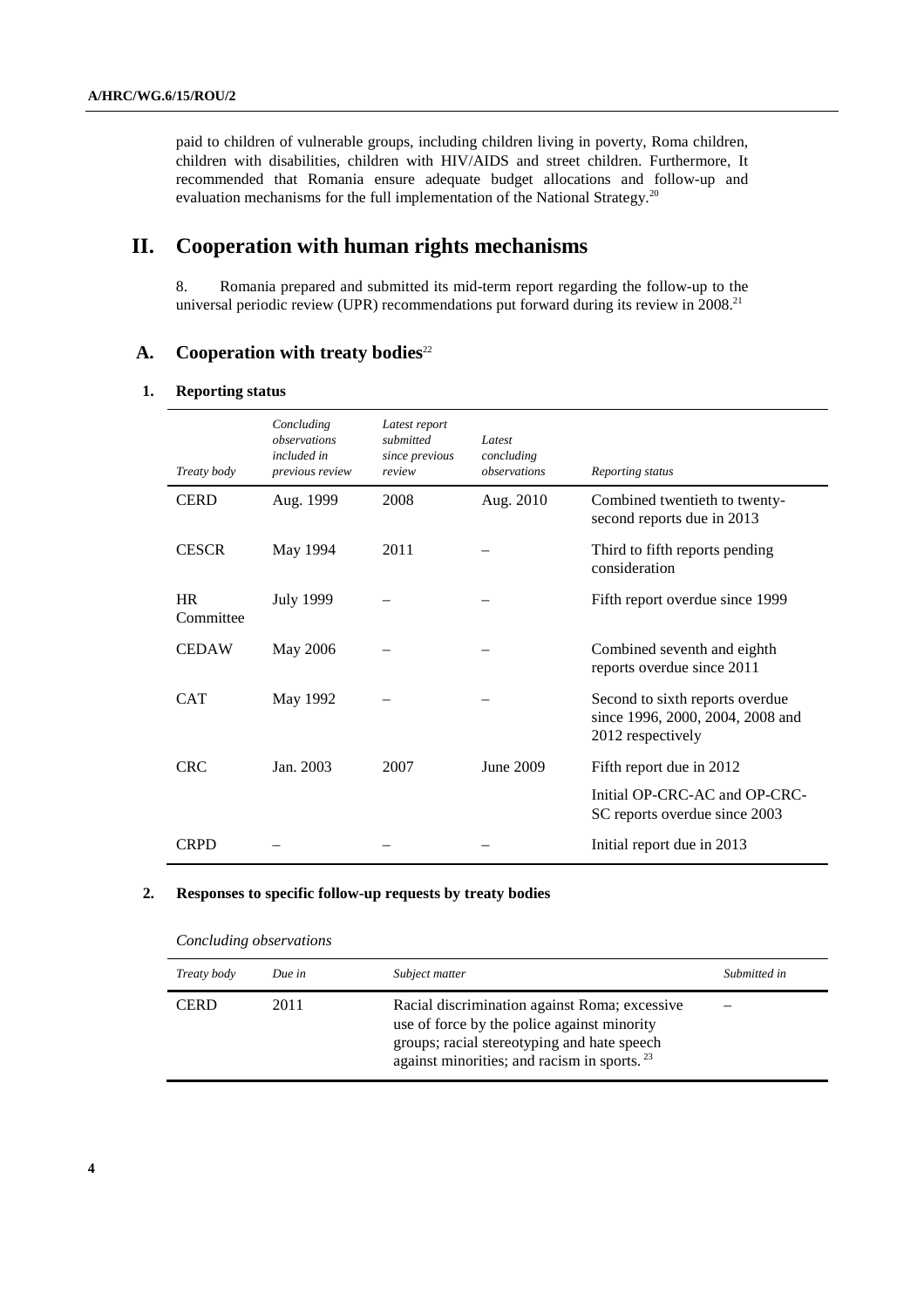paid to children of vulnerable groups, including children living in poverty, Roma children, children with disabilities, children with HIV/AIDS and street children. Furthermore, It recommended that Romania ensure adequate budget allocations and follow-up and evaluation mechanisms for the full implementation of the National Strategy.[20]

# II. Cooperation with human rights mechanisms

8. Romania prepared and submitted its mid-term report regarding the follow-up to the universal periodic review (UPR) recommendations put forward during its review in 2008.[21]

## A. Cooperation with treaty bodies[22]

### 1. Reporting status

| *Treaty body* | *Concluding observations included in previous review* | *Latest report submitted since previous review* | *Latest concluding observations* | *Reporting status* |
|---|---|---|---|---|
| CERD | Aug. 1999 | 2008 | Aug. 2010 | Combined twentieth to twenty-second reports due in 2013 |
| CESCR | May 1994 | 2011 | – | Third to fifth reports pending consideration |
| HR Committee | July 1999 | – | – | Fifth report overdue since 1999 |
| CEDAW | May 2006 | – | – | Combined seventh and eighth reports overdue since 2011 |
| CAT | May 1992 | – | – | Second to sixth reports overdue since 1996, 2000, 2004, 2008 and 2012 respectively |
| CRC | Jan. 2003 | 2007 | June 2009 | Fifth report due in 2012 |
| | | | | Initial OP-CRC-AC and OP-CRC-SC reports overdue since 2003 |
| CRPD | – | – | – | Initial report due in 2013 |

### 2. Responses to specific follow-up requests by treaty bodies

*Concluding observations*

| *Treaty body* | *Due in* | *Subject matter* | *Submitted in* |
|---|---|---|---|
| CERD | 2011 | Racial discrimination against Roma; excessive use of force by the police against minority groups; racial stereotyping and hate speech against minorities; and racism in sports.[23] | – |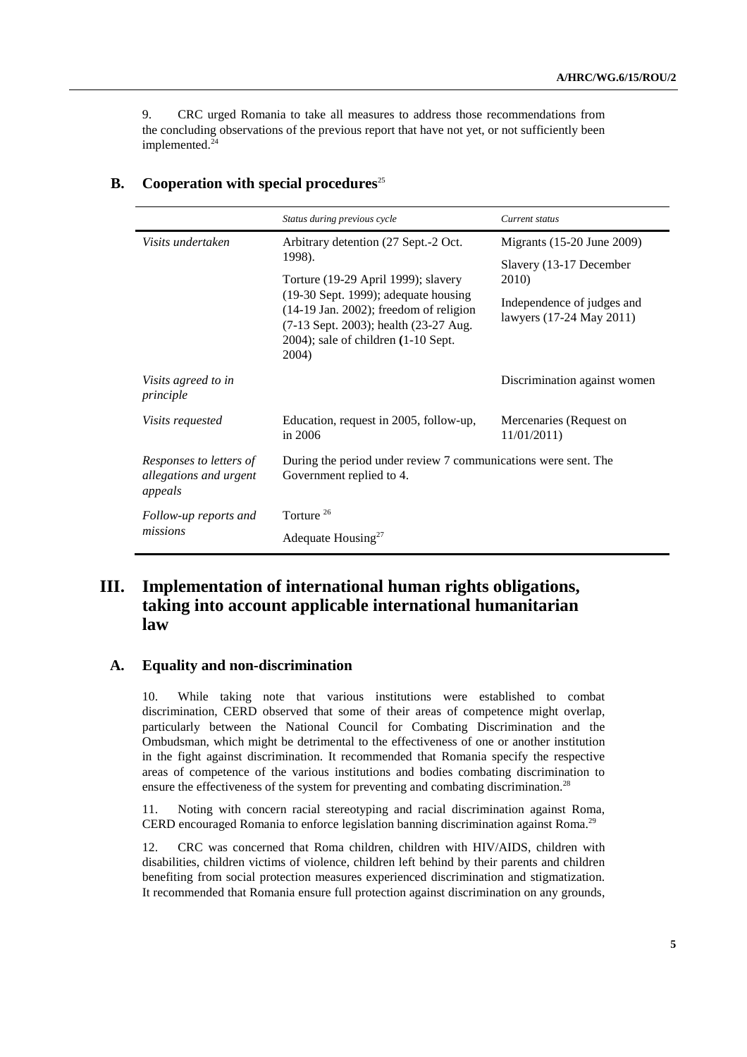9. CRC urged Romania to take all measures to address those recommendations from the concluding observations of the previous report that have not yet, or not sufficiently been implemented.[24]

## B. Cooperation with special procedures[25]

| | *Status during previous cycle* | *Current status* |
|---|---|---|
| *Visits undertaken* | Arbitrary detention (27 Sept.-2 Oct. 1998). Torture (19-29 April 1999); slavery (19-30 Sept. 1999); adequate housing (14-19 Jan. 2002); freedom of religion (7-13 Sept. 2003); health (23-27 Aug. 2004); sale of children **(**1-10 Sept. 2004) | Migrants (15-20 June 2009) Slavery (13-17 December 2010) Independence of judges and lawyers (17-24 May 2011) |
| *Visits agreed to in principle* | | Discrimination against women |
| *Visits requested* | Education, request in 2005, follow-up, in 2006 | Mercenaries (Request on 11/01/2011) |
| *Responses to letters of allegations and urgent appeals* | During the period under review 7 communications were sent. The Government replied to 4. | |
| *Follow-up reports and missions* | Torture [26] Adequate Housing[27] | |

# III. Implementation of international human rights obligations, taking into account applicable international humanitarian law

## A. Equality and non-discrimination

10. While taking note that various institutions were established to combat discrimination, CERD observed that some of their areas of competence might overlap, particularly between the National Council for Combating Discrimination and the Ombudsman, which might be detrimental to the effectiveness of one or another institution in the fight against discrimination. It recommended that Romania specify the respective areas of competence of the various institutions and bodies combating discrimination to ensure the effectiveness of the system for preventing and combating discrimination.[28]

11. Noting with concern racial stereotyping and racial discrimination against Roma, CERD encouraged Romania to enforce legislation banning discrimination against Roma.[29]

12. CRC was concerned that Roma children, children with HIV/AIDS, children with disabilities, children victims of violence, children left behind by their parents and children benefiting from social protection measures experienced discrimination and stigmatization. It recommended that Romania ensure full protection against discrimination on any grounds,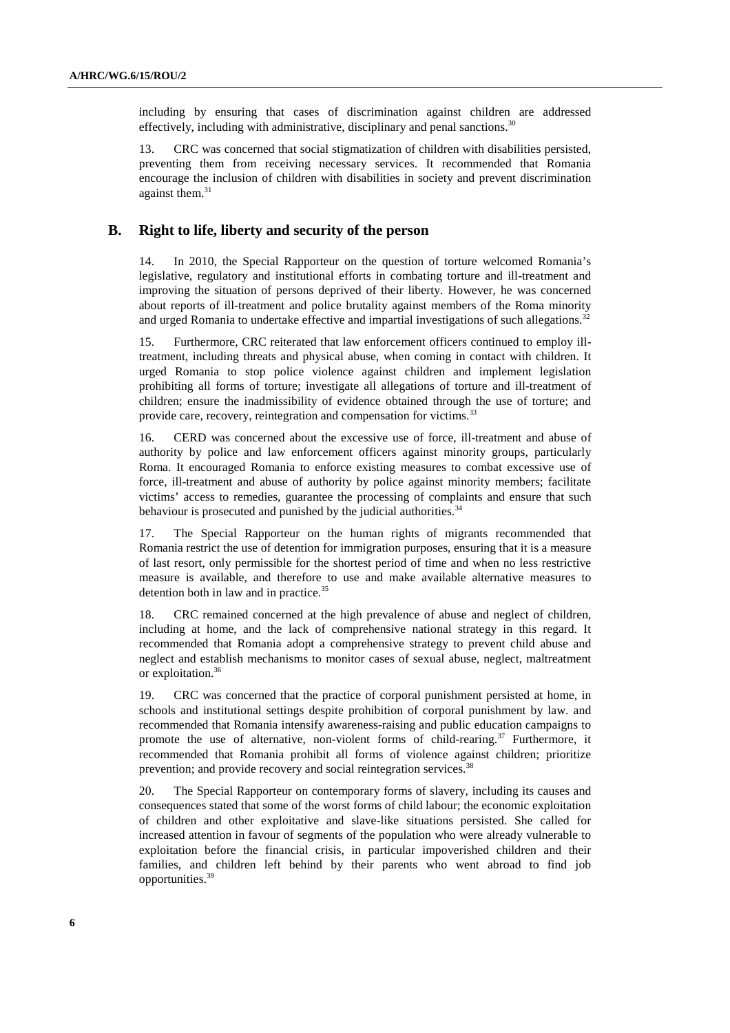including by ensuring that cases of discrimination against children are addressed effectively, including with administrative, disciplinary and penal sanctions.[30]

13. CRC was concerned that social stigmatization of children with disabilities persisted, preventing them from receiving necessary services. It recommended that Romania encourage the inclusion of children with disabilities in society and prevent discrimination against them.[31]

## B. Right to life, liberty and security of the person

14. In 2010, the Special Rapporteur on the question of torture welcomed Romania's legislative, regulatory and institutional efforts in combating torture and ill-treatment and improving the situation of persons deprived of their liberty. However, he was concerned about reports of ill-treatment and police brutality against members of the Roma minority and urged Romania to undertake effective and impartial investigations of such allegations.[32]

15. Furthermore, CRC reiterated that law enforcement officers continued to employ ill-treatment, including threats and physical abuse, when coming in contact with children. It urged Romania to stop police violence against children and implement legislation prohibiting all forms of torture; investigate all allegations of torture and ill-treatment of children; ensure the inadmissibility of evidence obtained through the use of torture; and provide care, recovery, reintegration and compensation for victims.[33]

16. CERD was concerned about the excessive use of force, ill-treatment and abuse of authority by police and law enforcement officers against minority groups, particularly Roma. It encouraged Romania to enforce existing measures to combat excessive use of force, ill-treatment and abuse of authority by police against minority members; facilitate victims' access to remedies, guarantee the processing of complaints and ensure that such behaviour is prosecuted and punished by the judicial authorities.[34]

17. The Special Rapporteur on the human rights of migrants recommended that Romania restrict the use of detention for immigration purposes, ensuring that it is a measure of last resort, only permissible for the shortest period of time and when no less restrictive measure is available, and therefore to use and make available alternative measures to detention both in law and in practice.[35]

18. CRC remained concerned at the high prevalence of abuse and neglect of children, including at home, and the lack of comprehensive national strategy in this regard. It recommended that Romania adopt a comprehensive strategy to prevent child abuse and neglect and establish mechanisms to monitor cases of sexual abuse, neglect, maltreatment or exploitation.[36]

19. CRC was concerned that the practice of corporal punishment persisted at home, in schools and institutional settings despite prohibition of corporal punishment by law. and recommended that Romania intensify awareness-raising and public education campaigns to promote the use of alternative, non-violent forms of child-rearing.[37] Furthermore, it recommended that Romania prohibit all forms of violence against children; prioritize prevention; and provide recovery and social reintegration services.[38]

20. The Special Rapporteur on contemporary forms of slavery, including its causes and consequences stated that some of the worst forms of child labour; the economic exploitation of children and other exploitative and slave-like situations persisted. She called for increased attention in favour of segments of the population who were already vulnerable to exploitation before the financial crisis, in particular impoverished children and their families, and children left behind by their parents who went abroad to find job opportunities.[39]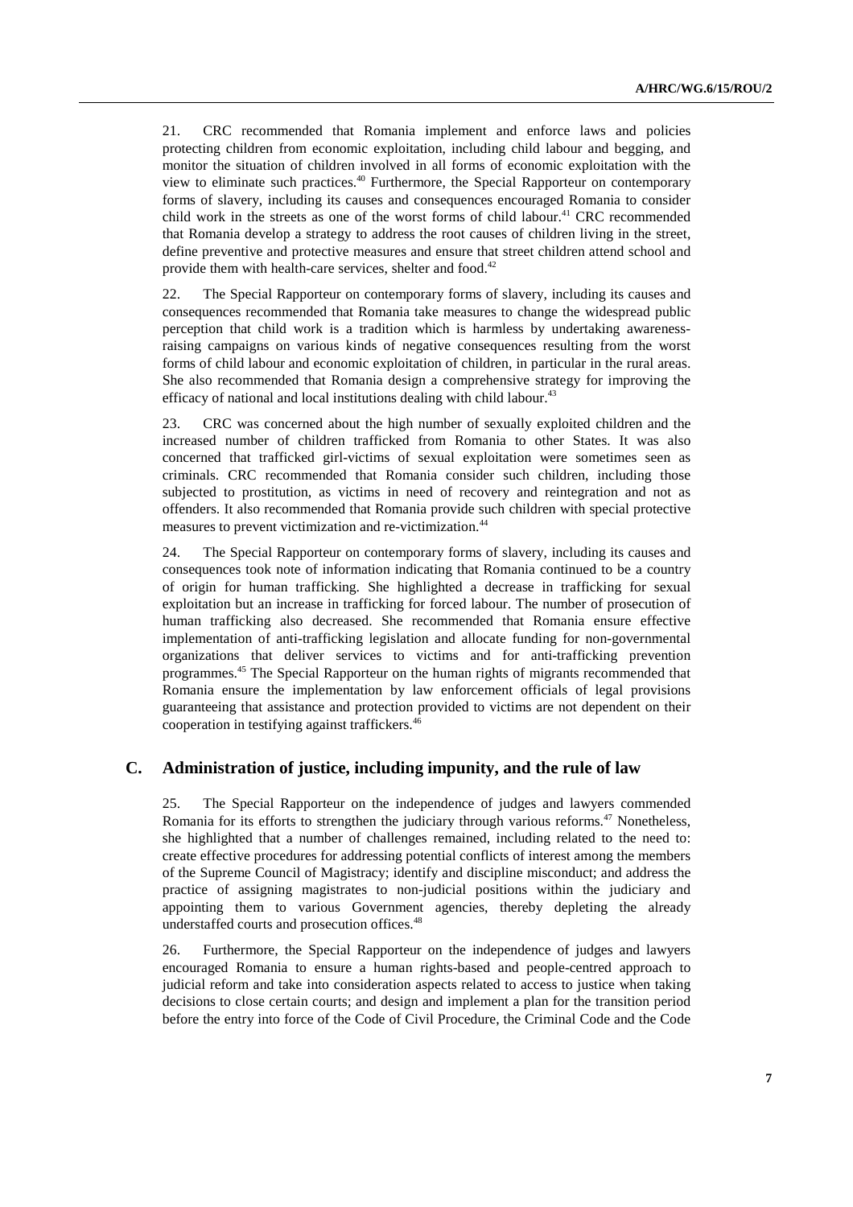21. CRC recommended that Romania implement and enforce laws and policies protecting children from economic exploitation, including child labour and begging, and monitor the situation of children involved in all forms of economic exploitation with the view to eliminate such practices.[40] Furthermore, the Special Rapporteur on contemporary forms of slavery, including its causes and consequences encouraged Romania to consider child work in the streets as one of the worst forms of child labour.[41] CRC recommended that Romania develop a strategy to address the root causes of children living in the street, define preventive and protective measures and ensure that street children attend school and provide them with health-care services, shelter and food.[42]

22. The Special Rapporteur on contemporary forms of slavery, including its causes and consequences recommended that Romania take measures to change the widespread public perception that child work is a tradition which is harmless by undertaking awareness-raising campaigns on various kinds of negative consequences resulting from the worst forms of child labour and economic exploitation of children, in particular in the rural areas. She also recommended that Romania design a comprehensive strategy for improving the efficacy of national and local institutions dealing with child labour.[43]

23. CRC was concerned about the high number of sexually exploited children and the increased number of children trafficked from Romania to other States. It was also concerned that trafficked girl-victims of sexual exploitation were sometimes seen as criminals. CRC recommended that Romania consider such children, including those subjected to prostitution, as victims in need of recovery and reintegration and not as offenders. It also recommended that Romania provide such children with special protective measures to prevent victimization and re-victimization.[44]

24. The Special Rapporteur on contemporary forms of slavery, including its causes and consequences took note of information indicating that Romania continued to be a country of origin for human trafficking. She highlighted a decrease in trafficking for sexual exploitation but an increase in trafficking for forced labour. The number of prosecution of human trafficking also decreased. She recommended that Romania ensure effective implementation of anti-trafficking legislation and allocate funding for non-governmental organizations that deliver services to victims and for anti-trafficking prevention programmes.[45] The Special Rapporteur on the human rights of migrants recommended that Romania ensure the implementation by law enforcement officials of legal provisions guaranteeing that assistance and protection provided to victims are not dependent on their cooperation in testifying against traffickers.[46]

## C. Administration of justice, including impunity, and the rule of law

25. The Special Rapporteur on the independence of judges and lawyers commended Romania for its efforts to strengthen the judiciary through various reforms.[47] Nonetheless, she highlighted that a number of challenges remained, including related to the need to: create effective procedures for addressing potential conflicts of interest among the members of the Supreme Council of Magistracy; identify and discipline misconduct; and address the practice of assigning magistrates to non-judicial positions within the judiciary and appointing them to various Government agencies, thereby depleting the already understaffed courts and prosecution offices.[48]

26. Furthermore, the Special Rapporteur on the independence of judges and lawyers encouraged Romania to ensure a human rights-based and people-centred approach to judicial reform and take into consideration aspects related to access to justice when taking decisions to close certain courts; and design and implement a plan for the transition period before the entry into force of the Code of Civil Procedure, the Criminal Code and the Code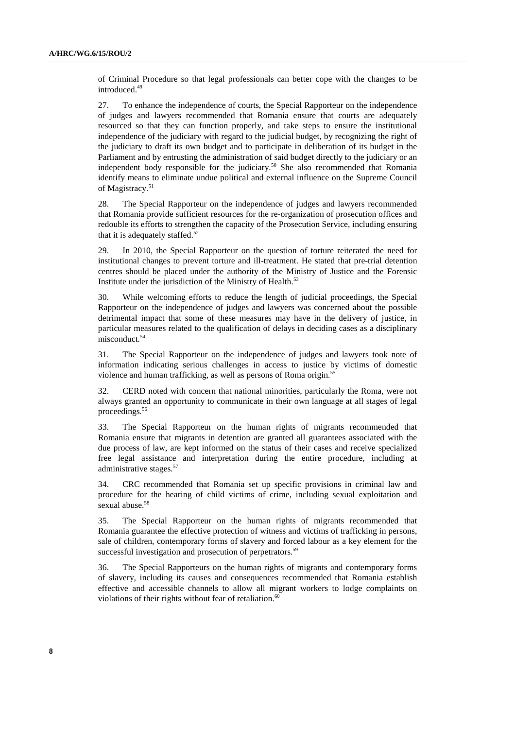of Criminal Procedure so that legal professionals can better cope with the changes to be introduced.[49]

27. To enhance the independence of courts, the Special Rapporteur on the independence of judges and lawyers recommended that Romania ensure that courts are adequately resourced so that they can function properly, and take steps to ensure the institutional independence of the judiciary with regard to the judicial budget, by recognizing the right of the judiciary to draft its own budget and to participate in deliberation of its budget in the Parliament and by entrusting the administration of said budget directly to the judiciary or an independent body responsible for the judiciary.[50] She also recommended that Romania identify means to eliminate undue political and external influence on the Supreme Council of Magistracy.[51]

28. The Special Rapporteur on the independence of judges and lawyers recommended that Romania provide sufficient resources for the re-organization of prosecution offices and redouble its efforts to strengthen the capacity of the Prosecution Service, including ensuring that it is adequately staffed.[52]

29. In 2010, the Special Rapporteur on the question of torture reiterated the need for institutional changes to prevent torture and ill-treatment. He stated that pre-trial detention centres should be placed under the authority of the Ministry of Justice and the Forensic Institute under the jurisdiction of the Ministry of Health.[53]

30. While welcoming efforts to reduce the length of judicial proceedings, the Special Rapporteur on the independence of judges and lawyers was concerned about the possible detrimental impact that some of these measures may have in the delivery of justice, in particular measures related to the qualification of delays in deciding cases as a disciplinary misconduct.[54]

31. The Special Rapporteur on the independence of judges and lawyers took note of information indicating serious challenges in access to justice by victims of domestic violence and human trafficking, as well as persons of Roma origin.[55]

32. CERD noted with concern that national minorities, particularly the Roma, were not always granted an opportunity to communicate in their own language at all stages of legal proceedings.[56]

33. The Special Rapporteur on the human rights of migrants recommended that Romania ensure that migrants in detention are granted all guarantees associated with the due process of law, are kept informed on the status of their cases and receive specialized free legal assistance and interpretation during the entire procedure, including at administrative stages.[57]

34. CRC recommended that Romania set up specific provisions in criminal law and procedure for the hearing of child victims of crime, including sexual exploitation and sexual abuse.[58]

35. The Special Rapporteur on the human rights of migrants recommended that Romania guarantee the effective protection of witness and victims of trafficking in persons, sale of children, contemporary forms of slavery and forced labour as a key element for the successful investigation and prosecution of perpetrators.[59]

36. The Special Rapporteurs on the human rights of migrants and contemporary forms of slavery, including its causes and consequences recommended that Romania establish effective and accessible channels to allow all migrant workers to lodge complaints on violations of their rights without fear of retaliation.[60]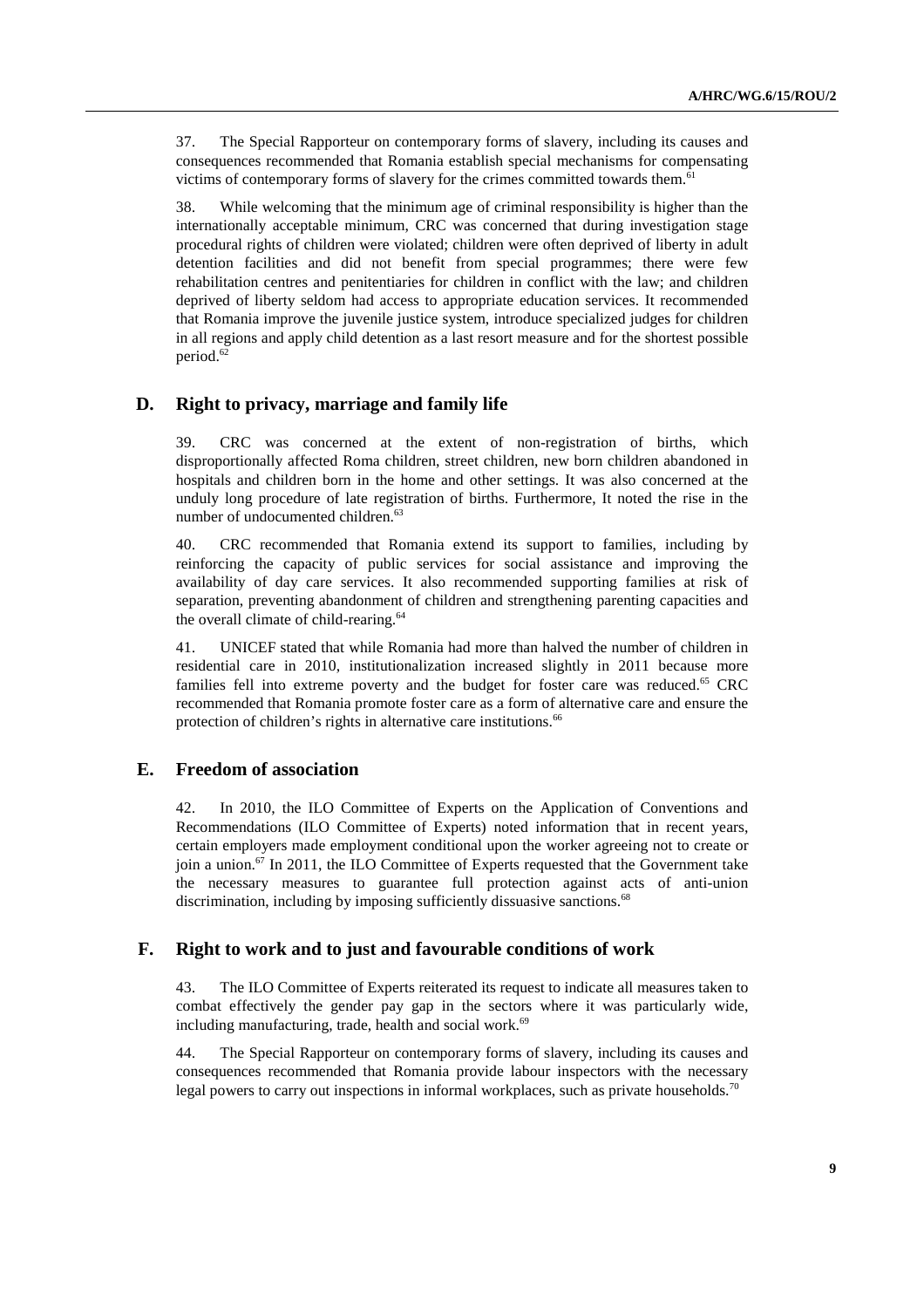37. The Special Rapporteur on contemporary forms of slavery, including its causes and consequences recommended that Romania establish special mechanisms for compensating victims of contemporary forms of slavery for the crimes committed towards them.[61]

38. While welcoming that the minimum age of criminal responsibility is higher than the internationally acceptable minimum, CRC was concerned that during investigation stage procedural rights of children were violated; children were often deprived of liberty in adult detention facilities and did not benefit from special programmes; there were few rehabilitation centres and penitentiaries for children in conflict with the law; and children deprived of liberty seldom had access to appropriate education services. It recommended that Romania improve the juvenile justice system, introduce specialized judges for children in all regions and apply child detention as a last resort measure and for the shortest possible period.[62]

## D. Right to privacy, marriage and family life

39. CRC was concerned at the extent of non-registration of births, which disproportionally affected Roma children, street children, new born children abandoned in hospitals and children born in the home and other settings. It was also concerned at the unduly long procedure of late registration of births. Furthermore, It noted the rise in the number of undocumented children.[63]

40. CRC recommended that Romania extend its support to families, including by reinforcing the capacity of public services for social assistance and improving the availability of day care services. It also recommended supporting families at risk of separation, preventing abandonment of children and strengthening parenting capacities and the overall climate of child-rearing.[64]

41. UNICEF stated that while Romania had more than halved the number of children in residential care in 2010, institutionalization increased slightly in 2011 because more families fell into extreme poverty and the budget for foster care was reduced.[65] CRC recommended that Romania promote foster care as a form of alternative care and ensure the protection of children's rights in alternative care institutions.[66]

## E. Freedom of association

42. In 2010, the ILO Committee of Experts on the Application of Conventions and Recommendations (ILO Committee of Experts) noted information that in recent years, certain employers made employment conditional upon the worker agreeing not to create or join a union.[67] In 2011, the ILO Committee of Experts requested that the Government take the necessary measures to guarantee full protection against acts of anti-union discrimination, including by imposing sufficiently dissuasive sanctions.[68]

## F. Right to work and to just and favourable conditions of work

43. The ILO Committee of Experts reiterated its request to indicate all measures taken to combat effectively the gender pay gap in the sectors where it was particularly wide, including manufacturing, trade, health and social work.[69]

44. The Special Rapporteur on contemporary forms of slavery, including its causes and consequences recommended that Romania provide labour inspectors with the necessary legal powers to carry out inspections in informal workplaces, such as private households.[70]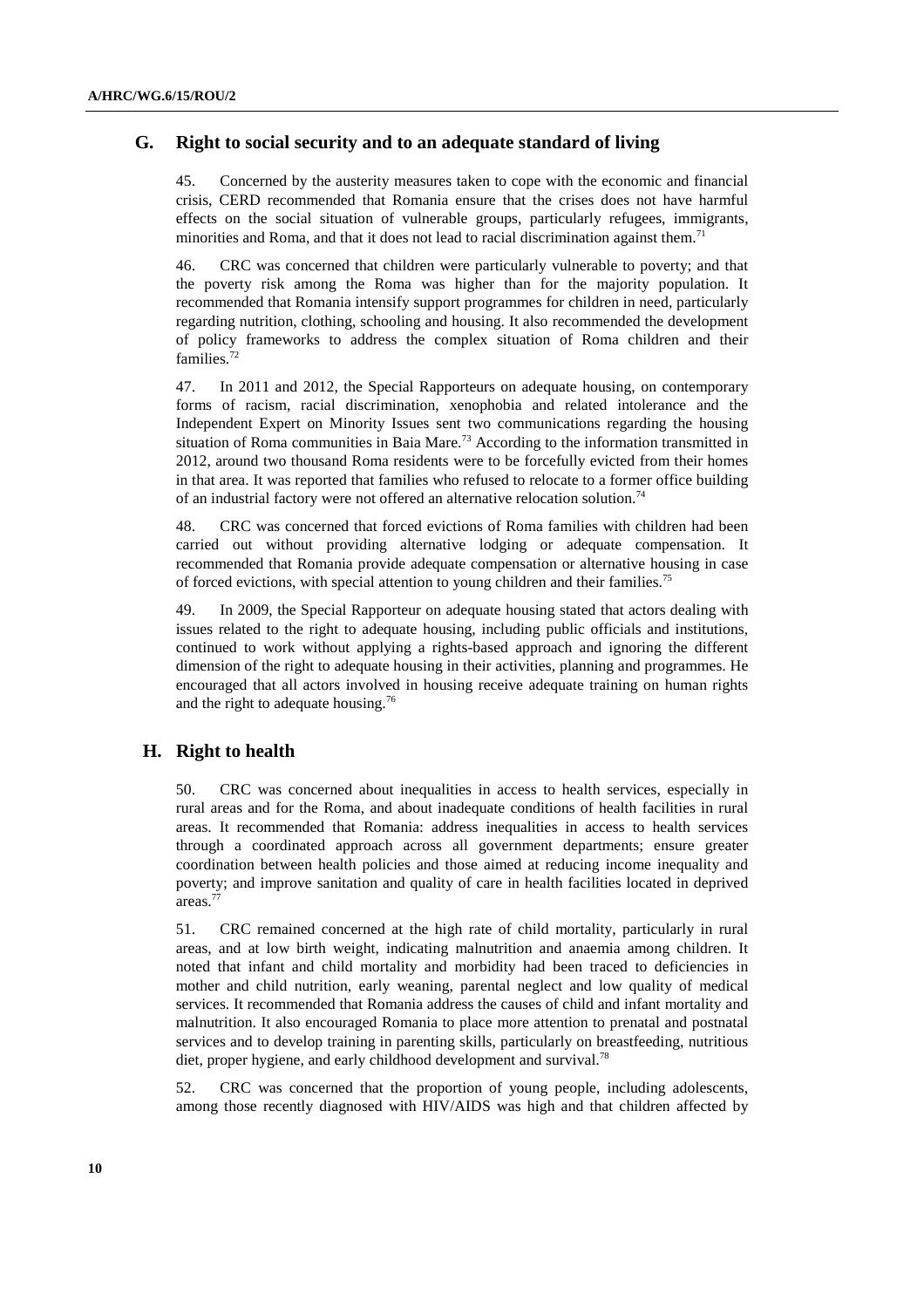## G. Right to social security and to an adequate standard of living

45. Concerned by the austerity measures taken to cope with the economic and financial crisis, CERD recommended that Romania ensure that the crises does not have harmful effects on the social situation of vulnerable groups, particularly refugees, immigrants, minorities and Roma, and that it does not lead to racial discrimination against them.[71]

46. CRC was concerned that children were particularly vulnerable to poverty; and that the poverty risk among the Roma was higher than for the majority population. It recommended that Romania intensify support programmes for children in need, particularly regarding nutrition, clothing, schooling and housing. It also recommended the development of policy frameworks to address the complex situation of Roma children and their families.[72]

47. In 2011 and 2012, the Special Rapporteurs on adequate housing, on contemporary forms of racism, racial discrimination, xenophobia and related intolerance and the Independent Expert on Minority Issues sent two communications regarding the housing situation of Roma communities in Baia Mare.[73] According to the information transmitted in 2012, around two thousand Roma residents were to be forcefully evicted from their homes in that area. It was reported that families who refused to relocate to a former office building of an industrial factory were not offered an alternative relocation solution.[74]

48. CRC was concerned that forced evictions of Roma families with children had been carried out without providing alternative lodging or adequate compensation. It recommended that Romania provide adequate compensation or alternative housing in case of forced evictions, with special attention to young children and their families.[75]

49. In 2009, the Special Rapporteur on adequate housing stated that actors dealing with issues related to the right to adequate housing, including public officials and institutions, continued to work without applying a rights-based approach and ignoring the different dimension of the right to adequate housing in their activities, planning and programmes. He encouraged that all actors involved in housing receive adequate training on human rights and the right to adequate housing.[76]

## H. Right to health

50. CRC was concerned about inequalities in access to health services, especially in rural areas and for the Roma, and about inadequate conditions of health facilities in rural areas. It recommended that Romania: address inequalities in access to health services through a coordinated approach across all government departments; ensure greater coordination between health policies and those aimed at reducing income inequality and poverty; and improve sanitation and quality of care in health facilities located in deprived areas.[77]

51. CRC remained concerned at the high rate of child mortality, particularly in rural areas, and at low birth weight, indicating malnutrition and anaemia among children. It noted that infant and child mortality and morbidity had been traced to deficiencies in mother and child nutrition, early weaning, parental neglect and low quality of medical services. It recommended that Romania address the causes of child and infant mortality and malnutrition. It also encouraged Romania to place more attention to prenatal and postnatal services and to develop training in parenting skills, particularly on breastfeeding, nutritious diet, proper hygiene, and early childhood development and survival.[78]

52. CRC was concerned that the proportion of young people, including adolescents, among those recently diagnosed with HIV/AIDS was high and that children affected by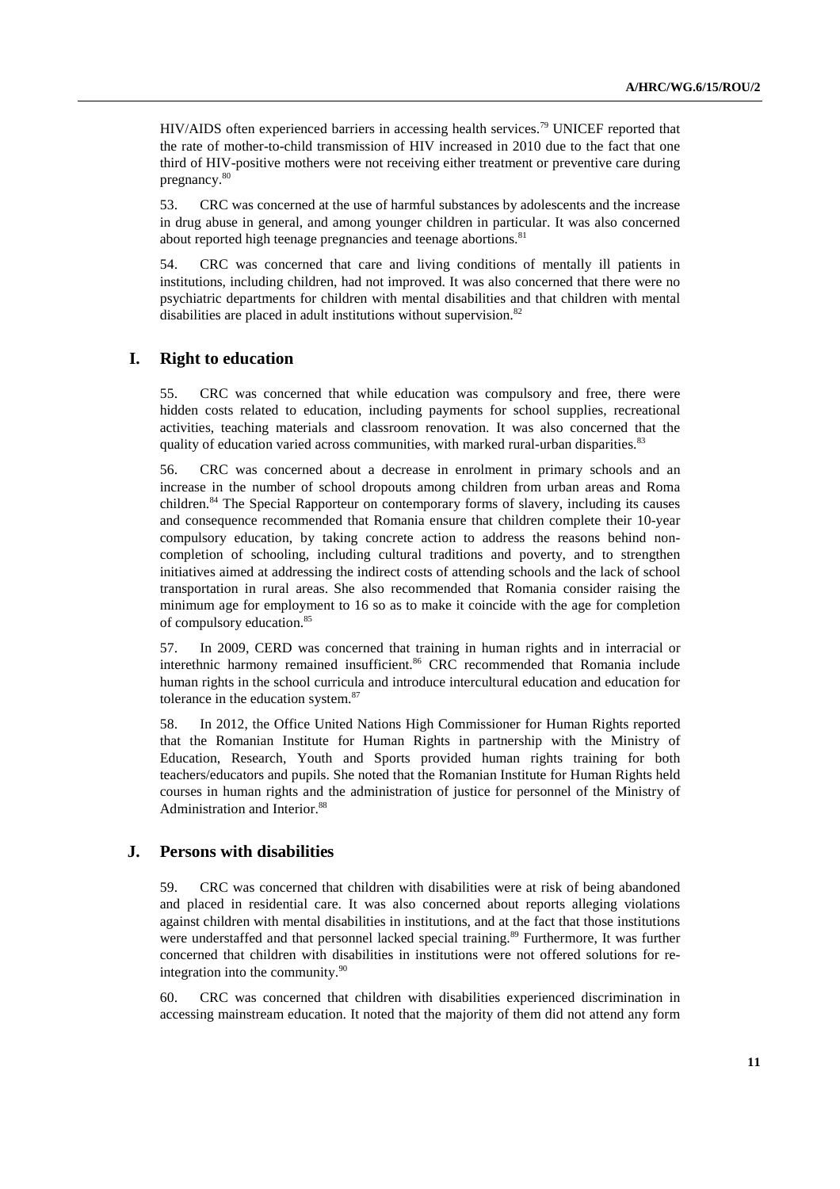HIV/AIDS often experienced barriers in accessing health services.[79] UNICEF reported that the rate of mother-to-child transmission of HIV increased in 2010 due to the fact that one third of HIV-positive mothers were not receiving either treatment or preventive care during pregnancy.[80]

53. CRC was concerned at the use of harmful substances by adolescents and the increase in drug abuse in general, and among younger children in particular. It was also concerned about reported high teenage pregnancies and teenage abortions.[81]

54. CRC was concerned that care and living conditions of mentally ill patients in institutions, including children, had not improved. It was also concerned that there were no psychiatric departments for children with mental disabilities and that children with mental disabilities are placed in adult institutions without supervision.[82]

## I. Right to education

55. CRC was concerned that while education was compulsory and free, there were hidden costs related to education, including payments for school supplies, recreational activities, teaching materials and classroom renovation. It was also concerned that the quality of education varied across communities, with marked rural-urban disparities.[83]

56. CRC was concerned about a decrease in enrolment in primary schools and an increase in the number of school dropouts among children from urban areas and Roma children.[84] The Special Rapporteur on contemporary forms of slavery, including its causes and consequence recommended that Romania ensure that children complete their 10-year compulsory education, by taking concrete action to address the reasons behind non-completion of schooling, including cultural traditions and poverty, and to strengthen initiatives aimed at addressing the indirect costs of attending schools and the lack of school transportation in rural areas. She also recommended that Romania consider raising the minimum age for employment to 16 so as to make it coincide with the age for completion of compulsory education.[85]

57. In 2009, CERD was concerned that training in human rights and in interracial or interethnic harmony remained insufficient.[86] CRC recommended that Romania include human rights in the school curricula and introduce intercultural education and education for tolerance in the education system.[87]

58. In 2012, the Office United Nations High Commissioner for Human Rights reported that the Romanian Institute for Human Rights in partnership with the Ministry of Education, Research, Youth and Sports provided human rights training for both teachers/educators and pupils. She noted that the Romanian Institute for Human Rights held courses in human rights and the administration of justice for personnel of the Ministry of Administration and Interior.[88]

## J. Persons with disabilities

59. CRC was concerned that children with disabilities were at risk of being abandoned and placed in residential care. It was also concerned about reports alleging violations against children with mental disabilities in institutions, and at the fact that those institutions were understaffed and that personnel lacked special training.[89] Furthermore, It was further concerned that children with disabilities in institutions were not offered solutions for re-integration into the community.[90]

60. CRC was concerned that children with disabilities experienced discrimination in accessing mainstream education. It noted that the majority of them did not attend any form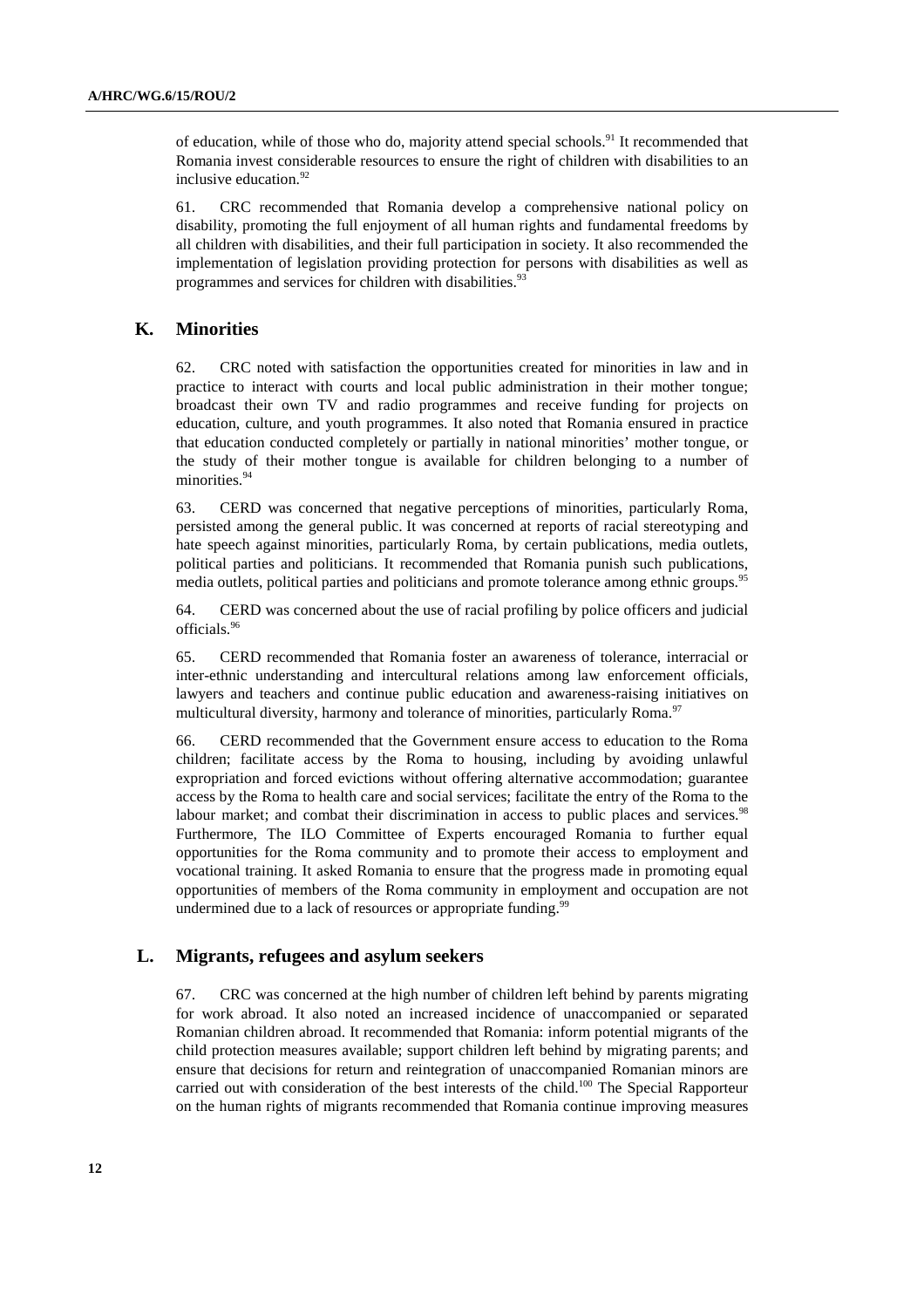of education, while of those who do, majority attend special schools.[91] It recommended that Romania invest considerable resources to ensure the right of children with disabilities to an inclusive education.[92]

61. CRC recommended that Romania develop a comprehensive national policy on disability, promoting the full enjoyment of all human rights and fundamental freedoms by all children with disabilities, and their full participation in society. It also recommended the implementation of legislation providing protection for persons with disabilities as well as programmes and services for children with disabilities.[93]

## K. Minorities

62. CRC noted with satisfaction the opportunities created for minorities in law and in practice to interact with courts and local public administration in their mother tongue; broadcast their own TV and radio programmes and receive funding for projects on education, culture, and youth programmes. It also noted that Romania ensured in practice that education conducted completely or partially in national minorities' mother tongue, or the study of their mother tongue is available for children belonging to a number of minorities.[94]

63. CERD was concerned that negative perceptions of minorities, particularly Roma, persisted among the general public. It was concerned at reports of racial stereotyping and hate speech against minorities, particularly Roma, by certain publications, media outlets, political parties and politicians. It recommended that Romania punish such publications, media outlets, political parties and politicians and promote tolerance among ethnic groups.[95]

64. CERD was concerned about the use of racial profiling by police officers and judicial officials.[96]

65. CERD recommended that Romania foster an awareness of tolerance, interracial or inter-ethnic understanding and intercultural relations among law enforcement officials, lawyers and teachers and continue public education and awareness-raising initiatives on multicultural diversity, harmony and tolerance of minorities, particularly Roma.[97]

66. CERD recommended that the Government ensure access to education to the Roma children; facilitate access by the Roma to housing, including by avoiding unlawful expropriation and forced evictions without offering alternative accommodation; guarantee access by the Roma to health care and social services; facilitate the entry of the Roma to the labour market; and combat their discrimination in access to public places and services.[98] Furthermore, The ILO Committee of Experts encouraged Romania to further equal opportunities for the Roma community and to promote their access to employment and vocational training. It asked Romania to ensure that the progress made in promoting equal opportunities of members of the Roma community in employment and occupation are not undermined due to a lack of resources or appropriate funding.[99]

## L. Migrants, refugees and asylum seekers

67. CRC was concerned at the high number of children left behind by parents migrating for work abroad. It also noted an increased incidence of unaccompanied or separated Romanian children abroad. It recommended that Romania: inform potential migrants of the child protection measures available; support children left behind by migrating parents; and ensure that decisions for return and reintegration of unaccompanied Romanian minors are carried out with consideration of the best interests of the child.[100] The Special Rapporteur on the human rights of migrants recommended that Romania continue improving measures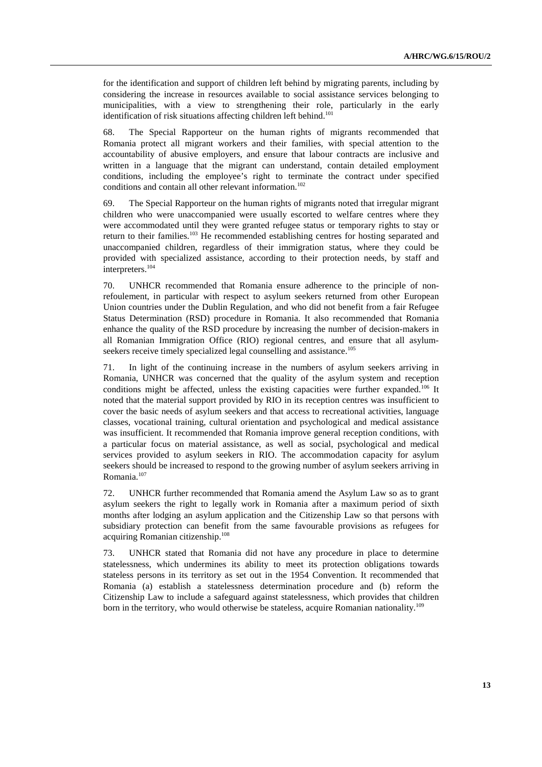for the identification and support of children left behind by migrating parents, including by considering the increase in resources available to social assistance services belonging to municipalities, with a view to strengthening their role, particularly in the early identification of risk situations affecting children left behind.[101]

68. The Special Rapporteur on the human rights of migrants recommended that Romania protect all migrant workers and their families, with special attention to the accountability of abusive employers, and ensure that labour contracts are inclusive and written in a language that the migrant can understand, contain detailed employment conditions, including the employee's right to terminate the contract under specified conditions and contain all other relevant information.[102]

69. The Special Rapporteur on the human rights of migrants noted that irregular migrant children who were unaccompanied were usually escorted to welfare centres where they were accommodated until they were granted refugee status or temporary rights to stay or return to their families.[103] He recommended establishing centres for hosting separated and unaccompanied children, regardless of their immigration status, where they could be provided with specialized assistance, according to their protection needs, by staff and interpreters.[104]

70. UNHCR recommended that Romania ensure adherence to the principle of non-refoulement, in particular with respect to asylum seekers returned from other European Union countries under the Dublin Regulation, and who did not benefit from a fair Refugee Status Determination (RSD) procedure in Romania. It also recommended that Romania enhance the quality of the RSD procedure by increasing the number of decision-makers in all Romanian Immigration Office (RIO) regional centres, and ensure that all asylum-seekers receive timely specialized legal counselling and assistance.[105]

71. In light of the continuing increase in the numbers of asylum seekers arriving in Romania, UNHCR was concerned that the quality of the asylum system and reception conditions might be affected, unless the existing capacities were further expanded.[106] It noted that the material support provided by RIO in its reception centres was insufficient to cover the basic needs of asylum seekers and that access to recreational activities, language classes, vocational training, cultural orientation and psychological and medical assistance was insufficient. It recommended that Romania improve general reception conditions, with a particular focus on material assistance, as well as social, psychological and medical services provided to asylum seekers in RIO. The accommodation capacity for asylum seekers should be increased to respond to the growing number of asylum seekers arriving in Romania.[107]

72. UNHCR further recommended that Romania amend the Asylum Law so as to grant asylum seekers the right to legally work in Romania after a maximum period of sixth months after lodging an asylum application and the Citizenship Law so that persons with subsidiary protection can benefit from the same favourable provisions as refugees for acquiring Romanian citizenship.[108]

73. UNHCR stated that Romania did not have any procedure in place to determine statelessness, which undermines its ability to meet its protection obligations towards stateless persons in its territory as set out in the 1954 Convention. It recommended that Romania (a) establish a statelessness determination procedure and (b) reform the Citizenship Law to include a safeguard against statelessness, which provides that children born in the territory, who would otherwise be stateless, acquire Romanian nationality.[109]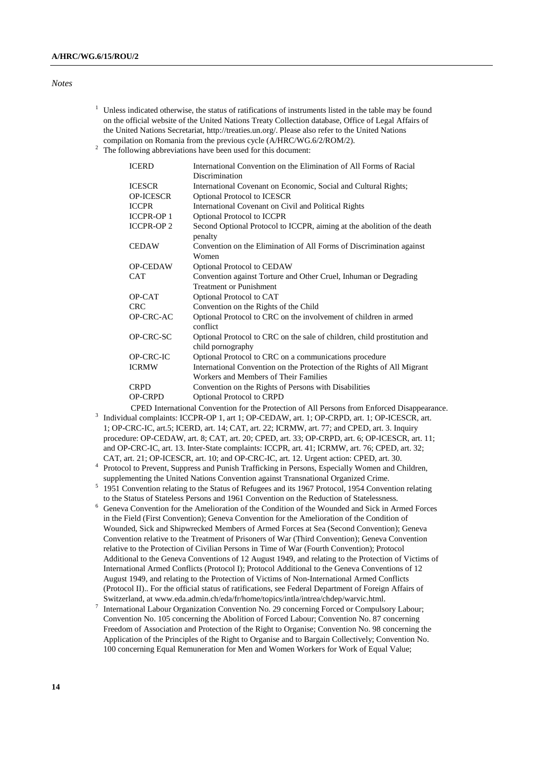*Notes*

[1] Unless indicated otherwise, the status of ratifications of instruments listed in the table may be found on the official website of the United Nations Treaty Collection database, Office of Legal Affairs of the United Nations Secretariat, http://treaties.un.org/. Please also refer to the United Nations compilation on Romania from the previous cycle (A/HRC/WG.6/2/ROM/2).

[2] The following abbreviations have been used for this document:

| | |
|---|---|
| ICERD | International Convention on the Elimination of All Forms of Racial Discrimination |
| ICESCR | International Covenant on Economic, Social and Cultural Rights; |
| OP-ICESCR | Optional Protocol to ICESCR |
| ICCPR | International Covenant on Civil and Political Rights |
| ICCPR-OP 1 | Optional Protocol to ICCPR |
| ICCPR-OP 2 | Second Optional Protocol to ICCPR, aiming at the abolition of the death penalty |
| CEDAW | Convention on the Elimination of All Forms of Discrimination against Women |
| OP-CEDAW | Optional Protocol to CEDAW |
| CAT | Convention against Torture and Other Cruel, Inhuman or Degrading Treatment or Punishment |
| OP-CAT | Optional Protocol to CAT |
| CRC | Convention on the Rights of the Child |
| OP-CRC-AC | Optional Protocol to CRC on the involvement of children in armed conflict |
| OP-CRC-SC | Optional Protocol to CRC on the sale of children, child prostitution and child pornography |
| OP-CRC-IC | Optional Protocol to CRC on a communications procedure |
| ICRMW | International Convention on the Protection of the Rights of All Migrant Workers and Members of Their Families |
| CRPD | Convention on the Rights of Persons with Disabilities |
| OP-CRPD | Optional Protocol to CRPD |

CPED International Convention for the Protection of All Persons from Enforced Disappearance.

[3] Individual complaints: ICCPR-OP 1, art 1; OP-CEDAW, art. 1; OP-CRPD, art. 1; OP-ICESCR, art. 1; OP-CRC-IC, art.5; ICERD, art. 14; CAT, art. 22; ICRMW, art. 77; and CPED, art. 3. Inquiry procedure: OP-CEDAW, art. 8; CAT, art. 20; CPED, art. 33; OP-CRPD, art. 6; OP-ICESCR, art. 11; and OP-CRC-IC, art. 13. Inter-State complaints: ICCPR, art. 41; ICRMW, art. 76; CPED, art. 32; CAT, art. 21; OP-ICESCR, art. 10; and OP-CRC-IC, art. 12. Urgent action: CPED, art. 30.

[4] Protocol to Prevent, Suppress and Punish Trafficking in Persons, Especially Women and Children, supplementing the United Nations Convention against Transnational Organized Crime.

[5] 1951 Convention relating to the Status of Refugees and its 1967 Protocol, 1954 Convention relating to the Status of Stateless Persons and 1961 Convention on the Reduction of Statelessness.

[6] Geneva Convention for the Amelioration of the Condition of the Wounded and Sick in Armed Forces in the Field (First Convention); Geneva Convention for the Amelioration of the Condition of Wounded, Sick and Shipwrecked Members of Armed Forces at Sea (Second Convention); Geneva Convention relative to the Treatment of Prisoners of War (Third Convention); Geneva Convention relative to the Protection of Civilian Persons in Time of War (Fourth Convention); Protocol Additional to the Geneva Conventions of 12 August 1949, and relating to the Protection of Victims of International Armed Conflicts (Protocol I); Protocol Additional to the Geneva Conventions of 12 August 1949, and relating to the Protection of Victims of Non-International Armed Conflicts (Protocol II).. For the official status of ratifications, see Federal Department of Foreign Affairs of Switzerland, at www.eda.admin.ch/eda/fr/home/topics/intla/intrea/chdep/warvic.html.

[7] International Labour Organization Convention No. 29 concerning Forced or Compulsory Labour; Convention No. 105 concerning the Abolition of Forced Labour; Convention No. 87 concerning Freedom of Association and Protection of the Right to Organise; Convention No. 98 concerning the Application of the Principles of the Right to Organise and to Bargain Collectively; Convention No. 100 concerning Equal Remuneration for Men and Women Workers for Work of Equal Value;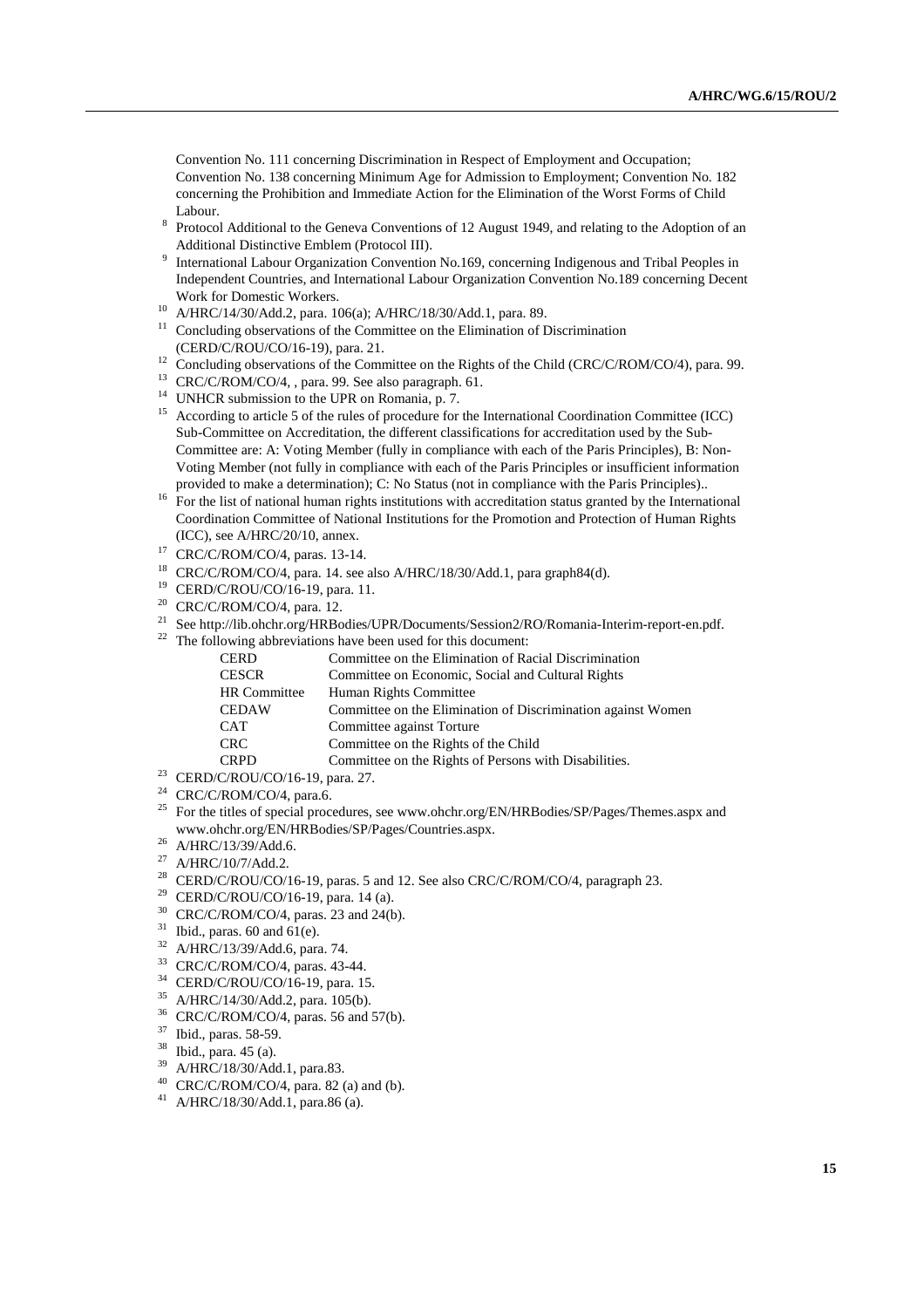Convention No. 111 concerning Discrimination in Respect of Employment and Occupation; Convention No. 138 concerning Minimum Age for Admission to Employment; Convention No. 182 concerning the Prohibition and Immediate Action for the Elimination of the Worst Forms of Child Labour.

[8] Protocol Additional to the Geneva Conventions of 12 August 1949, and relating to the Adoption of an Additional Distinctive Emblem (Protocol III).

[9] International Labour Organization Convention No.169, concerning Indigenous and Tribal Peoples in Independent Countries, and International Labour Organization Convention No.189 concerning Decent Work for Domestic Workers.

[10] A/HRC/14/30/Add.2, para. 106(a); A/HRC/18/30/Add.1, para. 89.

[11] Concluding observations of the Committee on the Elimination of Discrimination (CERD/C/ROU/CO/16-19), para. 21.

[12] Concluding observations of the Committee on the Rights of the Child (CRC/C/ROM/CO/4), para. 99.

[13] CRC/C/ROM/CO/4, , para. 99. See also paragraph. 61.

[14] UNHCR submission to the UPR on Romania, p. 7.

[15] According to article 5 of the rules of procedure for the International Coordination Committee (ICC) Sub-Committee on Accreditation, the different classifications for accreditation used by the Sub-Committee are: A: Voting Member (fully in compliance with each of the Paris Principles), B: Non-Voting Member (not fully in compliance with each of the Paris Principles or insufficient information provided to make a determination); C: No Status (not in compliance with the Paris Principles)..

[16] For the list of national human rights institutions with accreditation status granted by the International Coordination Committee of National Institutions for the Promotion and Protection of Human Rights (ICC), see A/HRC/20/10, annex.

[17] CRC/C/ROM/CO/4, paras. 13-14.

[18] CRC/C/ROM/CO/4, para. 14. see also A/HRC/18/30/Add.1, para graph84(d).

[19] CERD/C/ROU/CO/16-19, para. 11.

[20] CRC/C/ROM/CO/4, para. 12.

[21] See http://lib.ohchr.org/HRBodies/UPR/Documents/Session2/RO/Romania-Interim-report-en.pdf.

[22] The following abbreviations have been used for this document:

| | |
|---|---|
| CERD | Committee on the Elimination of Racial Discrimination |
| CESCR | Committee on Economic, Social and Cultural Rights |
| HR Committee | Human Rights Committee |
| CEDAW | Committee on the Elimination of Discrimination against Women |
| CAT | Committee against Torture |
| CRC | Committee on the Rights of the Child |
| CRPD | Committee on the Rights of Persons with Disabilities. |

[23] CERD/C/ROU/CO/16-19, para. 27.

[24] CRC/C/ROM/CO/4, para.6.

[25] For the titles of special procedures, see www.ohchr.org/EN/HRBodies/SP/Pages/Themes.aspx and www.ohchr.org/EN/HRBodies/SP/Pages/Countries.aspx.

[26] A/HRC/13/39/Add.6.

[27] A/HRC/10/7/Add.2.

[28] CERD/C/ROU/CO/16-19, paras. 5 and 12. See also CRC/C/ROM/CO/4, paragraph 23.

[29] CERD/C/ROU/CO/16-19, para. 14 (a).

[30] CRC/C/ROM/CO/4, paras. 23 and 24(b).

[31] Ibid., paras. 60 and 61(e).

[32] A/HRC/13/39/Add.6, para. 74.

[33] CRC/C/ROM/CO/4, paras. 43-44.

[34] CERD/C/ROU/CO/16-19, para. 15.

[35] A/HRC/14/30/Add.2, para. 105(b).

[36] CRC/C/ROM/CO/4, paras. 56 and 57(b).

[37] Ibid., paras. 58-59.

[38] Ibid., para. 45 (a).

[39] A/HRC/18/30/Add.1, para.83.

[40] CRC/C/ROM/CO/4, para. 82 (a) and (b).

[41] A/HRC/18/30/Add.1, para.86 (a).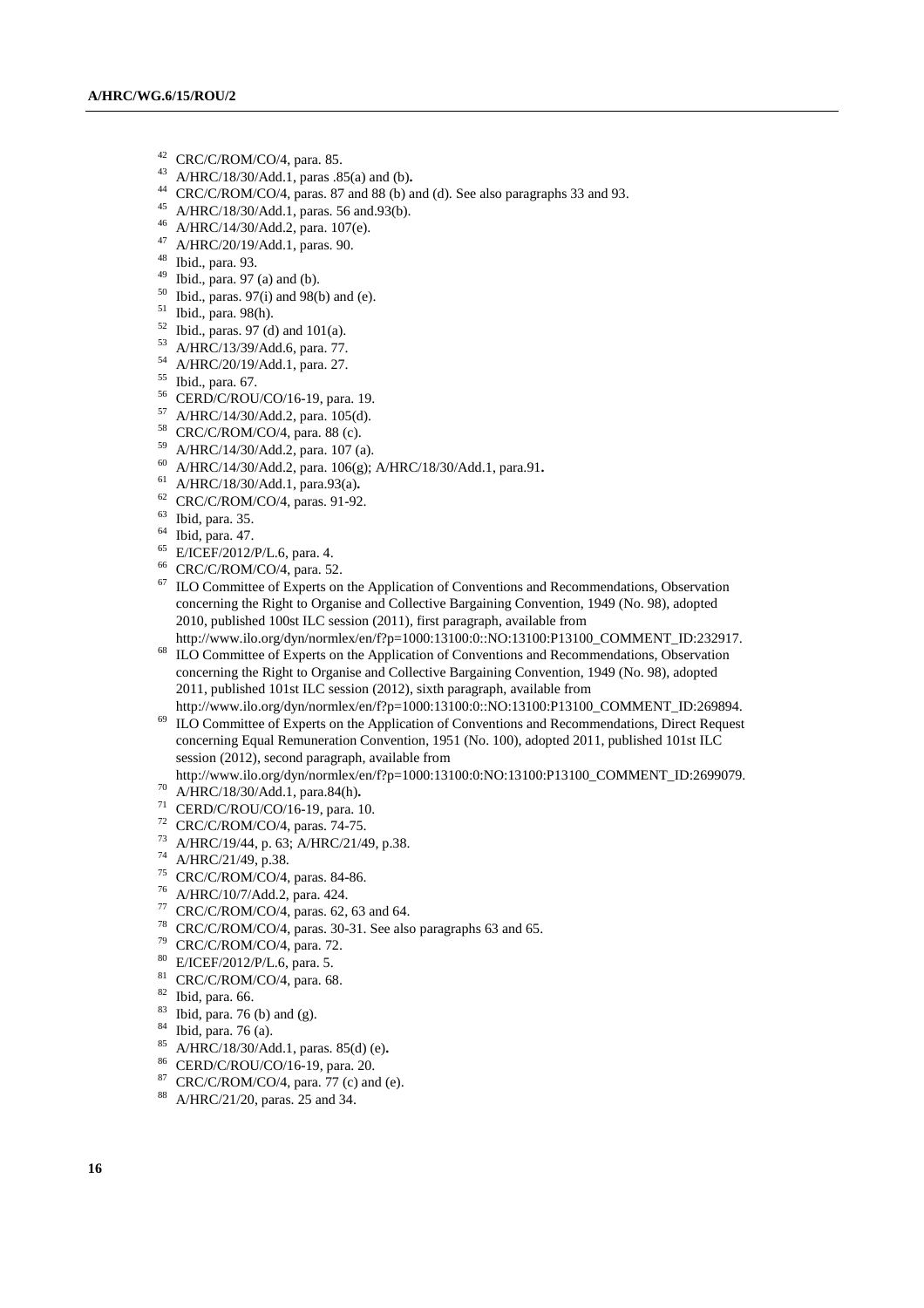[42] CRC/C/ROM/CO/4, para. 85.

[43] A/HRC/18/30/Add.1, paras .85(a) and (b).

[44] CRC/C/ROM/CO/4, paras. 87 and 88 (b) and (d). See also paragraphs 33 and 93.

[45] A/HRC/18/30/Add.1, paras. 56 and.93(b).

[46] A/HRC/14/30/Add.2, para. 107(e).

[47] A/HRC/20/19/Add.1, paras. 90.

[48] Ibid., para. 93.

[49] Ibid., para. 97 (a) and (b).

[50] Ibid., paras. 97(i) and 98(b) and (e).

[51] Ibid., para. 98(h).

[52] Ibid., paras. 97 (d) and 101(a).

[53] A/HRC/13/39/Add.6, para. 77.

[54] A/HRC/20/19/Add.1, para. 27.

[55] Ibid., para. 67.

[56] CERD/C/ROU/CO/16-19, para. 19.

[57] A/HRC/14/30/Add.2, para. 105(d).

[58] CRC/C/ROM/CO/4, para. 88 (c).

[59] A/HRC/14/30/Add.2, para. 107 (a).

[60] A/HRC/14/30/Add.2, para. 106(g); A/HRC/18/30/Add.1, para.91.

[61] A/HRC/18/30/Add.1, para.93(a).

[62] CRC/C/ROM/CO/4, paras. 91-92.

[63] Ibid, para. 35.

[64] Ibid, para. 47.

[65] E/ICEF/2012/P/L.6, para. 4.

[66] CRC/C/ROM/CO/4, para. 52.

[67] ILO Committee of Experts on the Application of Conventions and Recommendations, Observation concerning the Right to Organise and Collective Bargaining Convention, 1949 (No. 98), adopted 2010, published 100st ILC session (2011), first paragraph, available from http://www.ilo.org/dyn/normlex/en/f?p=1000:13100:0::NO:13100:P13100_COMMENT_ID:232917.

[68] ILO Committee of Experts on the Application of Conventions and Recommendations, Observation concerning the Right to Organise and Collective Bargaining Convention, 1949 (No. 98), adopted 2011, published 101st ILC session (2012), sixth paragraph, available from http://www.ilo.org/dyn/normlex/en/f?p=1000:13100:0::NO:13100:P13100_COMMENT_ID:269894.

[69] ILO Committee of Experts on the Application of Conventions and Recommendations, Direct Request concerning Equal Remuneration Convention, 1951 (No. 100), adopted 2011, published 101st ILC session (2012), second paragraph, available from http://www.ilo.org/dyn/normlex/en/f?p=1000:13100:0:NO:13100:P13100_COMMENT_ID:2699079.

[70] A/HRC/18/30/Add.1, para.84(h).

[71] CERD/C/ROU/CO/16-19, para. 10.

[72] CRC/C/ROM/CO/4, paras. 74-75.

[73] A/HRC/19/44, p. 63; A/HRC/21/49, p.38.

[74] A/HRC/21/49, p.38.

[75] CRC/C/ROM/CO/4, paras. 84-86.

[76] A/HRC/10/7/Add.2, para. 424.

[77] CRC/C/ROM/CO/4, paras. 62, 63 and 64.

[78] CRC/C/ROM/CO/4, paras. 30-31. See also paragraphs 63 and 65.

[79] CRC/C/ROM/CO/4, para. 72.

[80] E/ICEF/2012/P/L.6, para. 5.

[81] CRC/C/ROM/CO/4, para. 68.

[82] Ibid, para. 66.

[83] Ibid, para. 76 (b) and (g).

[84] Ibid, para. 76 (a).

[85] A/HRC/18/30/Add.1, paras. 85(d) (e).

[86] CERD/C/ROU/CO/16-19, para. 20.

[87] CRC/C/ROM/CO/4, para. 77 (c) and (e).

[88] A/HRC/21/20, paras. 25 and 34.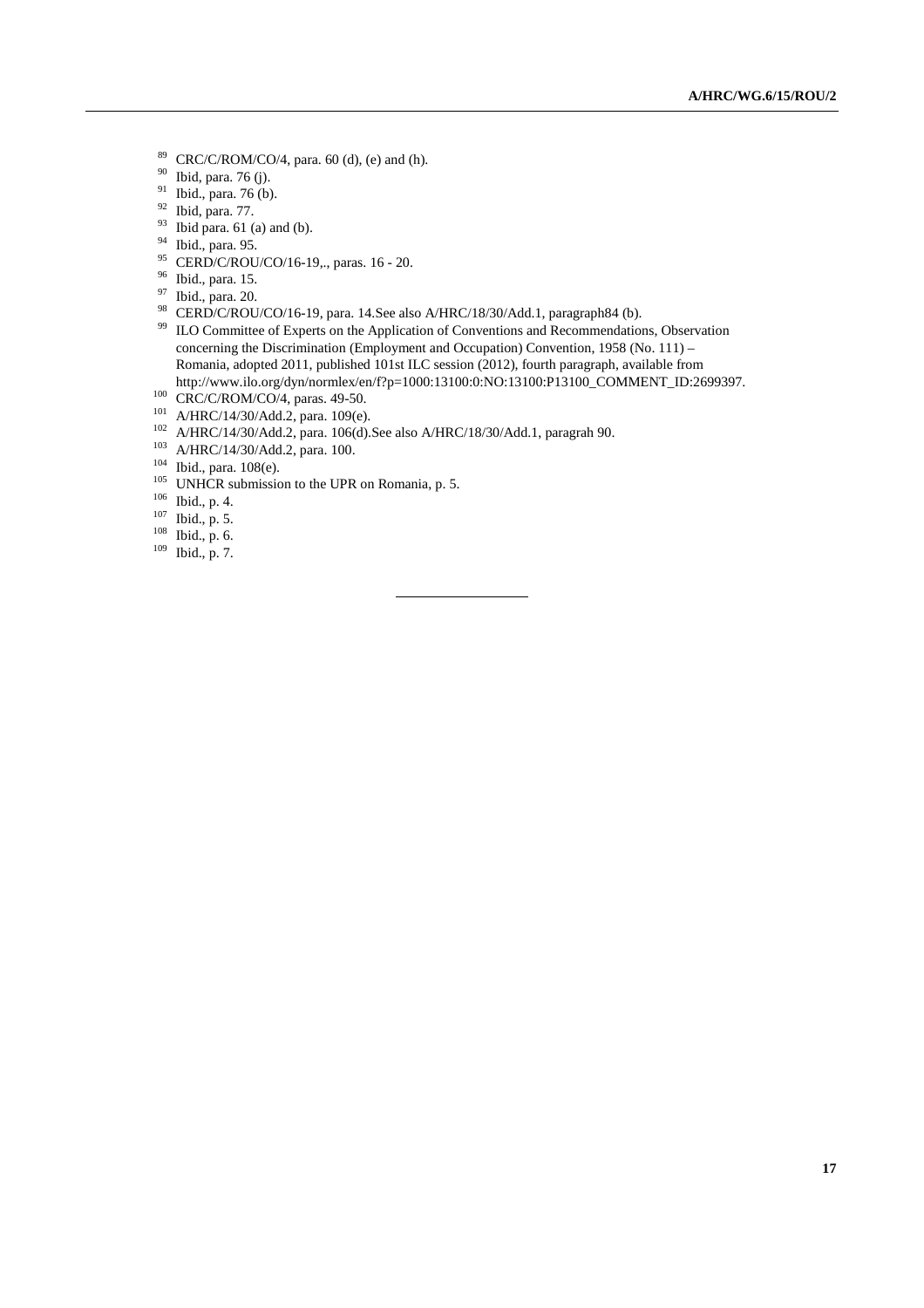[89] CRC/C/ROM/CO/4, para. 60 (d), (e) and (h).

[90] Ibid, para. 76 (j).

[91] Ibid., para. 76 (b).

[92] Ibid, para. 77.

[93] Ibid para. 61 (a) and (b).

[94] Ibid., para. 95.

[95] CERD/C/ROU/CO/16-19,., paras. 16 - 20.

[96] Ibid., para. 15.

[97] Ibid., para. 20.

[98] CERD/C/ROU/CO/16-19, para. 14.See also A/HRC/18/30/Add.1, paragraph84 (b).

[99] ILO Committee of Experts on the Application of Conventions and Recommendations, Observation concerning the Discrimination (Employment and Occupation) Convention, 1958 (No. 111) – Romania, adopted 2011, published 101st ILC session (2012), fourth paragraph, available from http://www.ilo.org/dyn/normlex/en/f?p=1000:13100:0:NO:13100:P13100_COMMENT_ID:2699397.

[100] CRC/C/ROM/CO/4, paras. 49-50.

[101] A/HRC/14/30/Add.2, para. 109(e).

[102] A/HRC/14/30/Add.2, para. 106(d).See also A/HRC/18/30/Add.1, paragrah 90.

[103] A/HRC/14/30/Add.2, para. 100.

[104] Ibid., para. 108(e).

[105] UNHCR submission to the UPR on Romania, p. 5.

[106] Ibid., p. 4.

[107] Ibid., p. 5.

[108] Ibid., p. 6.

[109] Ibid., p. 7.